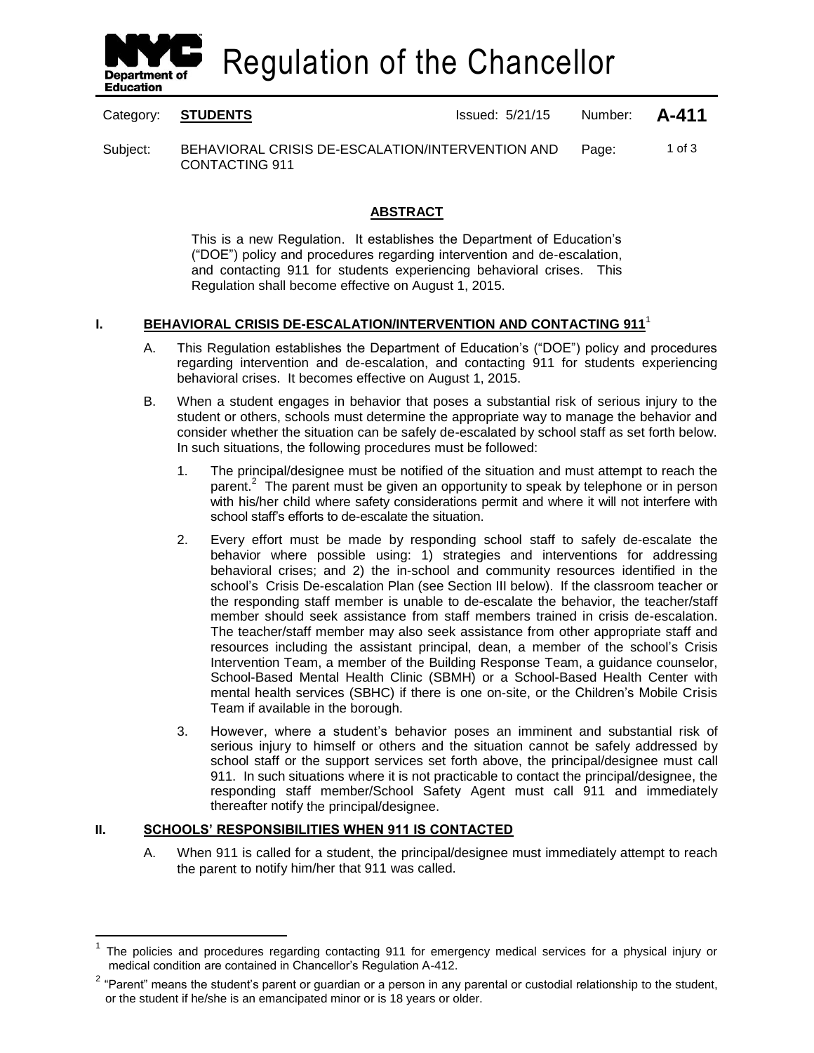# Regulation of the Chancellor

Category: **STUDENTS** Issued: 5/21/15 Number: **A-411**

Subject: BEHAVIORAL CRISIS DE-ESCALATION/INTERVENTION AND CONTACTING 911

## ABSTRACT

This is a new Regulation. It establishes the Department of Education's ("DOE") policy and procedures regarding intervention and de-escalation, and contacting 911 for students experiencing behavioral crises. This Regulation shall become effective on August 1, 2015.

## I. BEHAVIORAL CRISIS DE-ESCALATION/INTERVENTION AND CONTACTING 911[1]

A. This Regulation establishes the Department of Education's ("DOE") policy and procedures regarding intervention and de-escalation, and contacting 911 for students experiencing behavioral crises. It becomes effective on August 1, 2015.

B. When a student engages in behavior that poses a substantial risk of serious injury to the student or others, schools must determine the appropriate way to manage the behavior and consider whether the situation can be safely de-escalated by school staff as set forth below. In such situations, the following procedures must be followed:

1. The principal/designee must be notified of the situation and must attempt to reach the parent.[2] The parent must be given an opportunity to speak by telephone or in person with his/her child where safety considerations permit and where it will not interfere with school staff's efforts to de-escalate the situation.

2. Every effort must be made by responding school staff to safely de-escalate the behavior where possible using: 1) strategies and interventions for addressing behavioral crises; and 2) the in-school and community resources identified in the school's Crisis De-escalation Plan (see Section III below). If the classroom teacher or the responding staff member is unable to de-escalate the behavior, the teacher/staff member should seek assistance from staff members trained in crisis de-escalation. The teacher/staff member may also seek assistance from other appropriate staff and resources including the assistant principal, dean, a member of the school's Crisis Intervention Team, a member of the Building Response Team, a guidance counselor, School-Based Mental Health Clinic (SBMH) or a School-Based Health Center with mental health services (SBHC) if there is one on-site, or the Children's Mobile Crisis Team if available in the borough.

3. However, where a student's behavior poses an imminent and substantial risk of serious injury to himself or others and the situation cannot be safely addressed by school staff or the support services set forth above, the principal/designee must call 911. In such situations where it is not practicable to contact the principal/designee, the responding staff member/School Safety Agent must call 911 and immediately thereafter notify the principal/designee.

## II. SCHOOLS' RESPONSIBILITIES WHEN 911 IS CONTACTED

A. When 911 is called for a student, the principal/designee must immediately attempt to reach the parent to notify him/her that 911 was called.

---

[1] The policies and procedures regarding contacting 911 for emergency medical services for a physical injury or medical condition are contained in Chancellor's Regulation A-412.

[2] "Parent" means the student's parent or guardian or a person in any parental or custodial relationship to the student, or the student if he/she is an emancipated minor or is 18 years or older.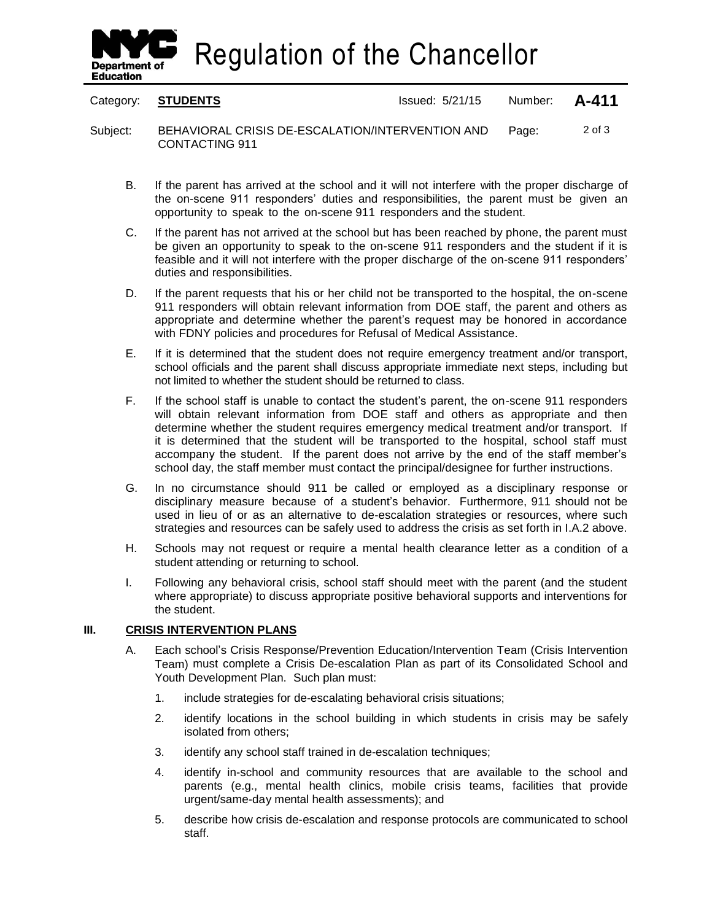B. If the parent has arrived at the school and it will not interfere with the proper discharge of the on-scene 911 responders' duties and responsibilities, the parent must be given an opportunity to speak to the on-scene 911 responders and the student.

C. If the parent has not arrived at the school but has been reached by phone, the parent must be given an opportunity to speak to the on-scene 911 responders and the student if it is feasible and it will not interfere with the proper discharge of the on-scene 911 responders' duties and responsibilities.

D. If the parent requests that his or her child not be transported to the hospital, the on-scene 911 responders will obtain relevant information from DOE staff, the parent and others as appropriate and determine whether the parent's request may be honored in accordance with FDNY policies and procedures for Refusal of Medical Assistance.

E. If it is determined that the student does not require emergency treatment and/or transport, school officials and the parent shall discuss appropriate immediate next steps, including but not limited to whether the student should be returned to class.

F. If the school staff is unable to contact the student's parent, the on-scene 911 responders will obtain relevant information from DOE staff and others as appropriate and then determine whether the student requires emergency medical treatment and/or transport. If it is determined that the student will be transported to the hospital, school staff must accompany the student. If the parent does not arrive by the end of the staff member's school day, the staff member must contact the principal/designee for further instructions.

G. In no circumstance should 911 be called or employed as a disciplinary response or disciplinary measure because of a student's behavior. Furthermore, 911 should not be used in lieu of or as an alternative to de-escalation strategies or resources, where such strategies and resources can be safely used to address the crisis as set forth in I.A.2 above.

H. Schools may not request or require a mental health clearance letter as a condition of a student attending or returning to school.

I. Following any behavioral crisis, school staff should meet with the parent (and the student where appropriate) to discuss appropriate positive behavioral supports and interventions for the student.

## III. CRISIS INTERVENTION PLANS

A. Each school's Crisis Response/Prevention Education/Intervention Team (Crisis Intervention Team) must complete a Crisis De-escalation Plan as part of its Consolidated School and Youth Development Plan. Such plan must:

1. include strategies for de-escalating behavioral crisis situations;
2. identify locations in the school building in which students in crisis may be safely isolated from others;
3. identify any school staff trained in de-escalation techniques;
4. identify in-school and community resources that are available to the school and parents (e.g., mental health clinics, mobile crisis teams, facilities that provide urgent/same-day mental health assessments); and
5. describe how crisis de-escalation and response protocols are communicated to school staff.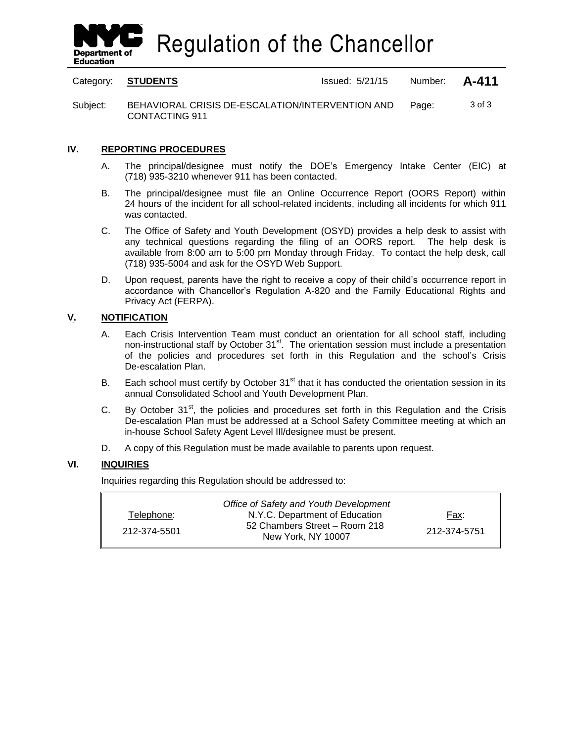## IV. REPORTING PROCEDURES

A. The principal/designee must notify the DOE's Emergency Intake Center (EIC) at (718) 935-3210 whenever 911 has been contacted.

B. The principal/designee must file an Online Occurrence Report (OORS Report) within 24 hours of the incident for all school-related incidents, including all incidents for which 911 was contacted.

C. The Office of Safety and Youth Development (OSYD) provides a help desk to assist with any technical questions regarding the filing of an OORS report. The help desk is available from 8:00 am to 5:00 pm Monday through Friday. To contact the help desk, call (718) 935-5004 and ask for the OSYD Web Support.

D. Upon request, parents have the right to receive a copy of their child's occurrence report in accordance with Chancellor's Regulation A-820 and the Family Educational Rights and Privacy Act (FERPA).

## V. NOTIFICATION

A. Each Crisis Intervention Team must conduct an orientation for all school staff, including non-instructional staff by October 31st. The orientation session must include a presentation of the policies and procedures set forth in this Regulation and the school's Crisis De-escalation Plan.

B. Each school must certify by October 31st that it has conducted the orientation session in its annual Consolidated School and Youth Development Plan.

C. By October 31st, the policies and procedures set forth in this Regulation and the Crisis De-escalation Plan must be addressed at a School Safety Committee meeting at which an in-house School Safety Agent Level III/designee must be present.

D. A copy of this Regulation must be made available to parents upon request.

## VI. INQUIRIES

Inquiries regarding this Regulation should be addressed to:

| Telephone: | *Office of Safety and Youth Development*<br>N.Y.C. Department of Education<br>52 Chambers Street – Room 218<br>New York, NY 10007 | Fax: |
|---|---|---|
| 212-374-5501 | | 212-374-5751 |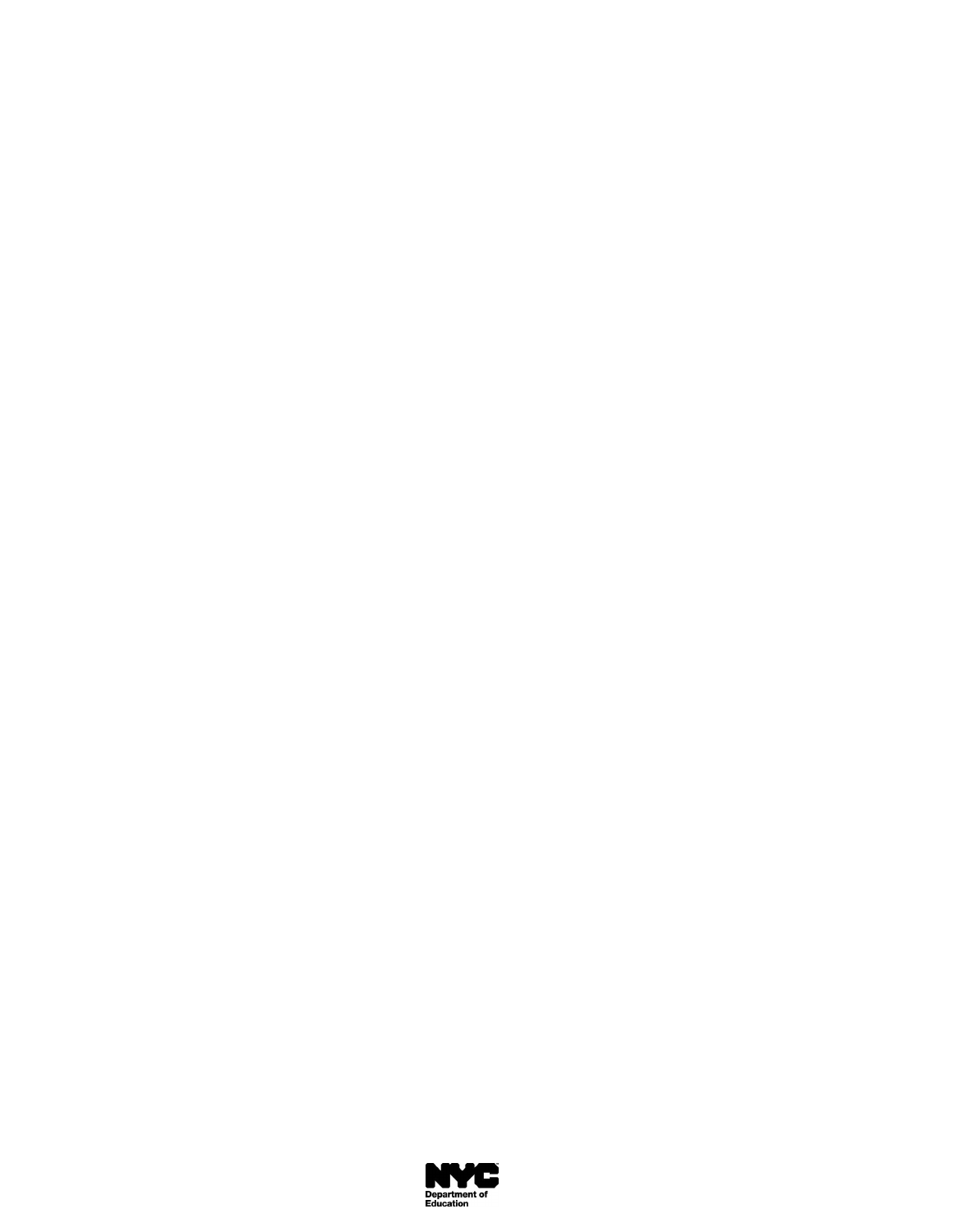NYC

Department of Education